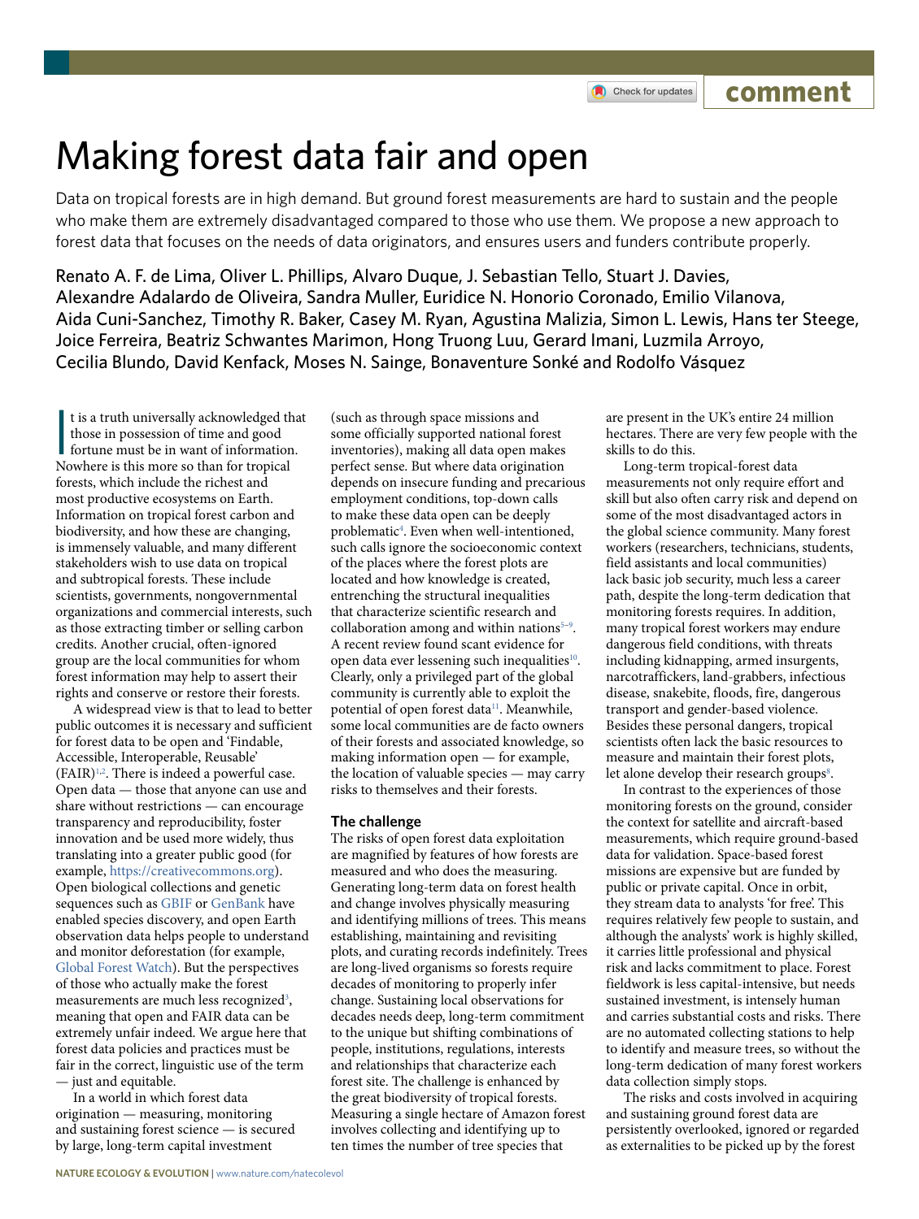# Making forest data fair and open

Data on tropical forests are in high demand. But ground forest measurements are hard to sustain and the people who make them are extremely disadvantaged compared to those who use them. We propose a new approach to forest data that focuses on the needs of data originators, and ensures users and funders contribute properly.

Renato A. F. de Lima, Oliver L. Phillips, Alvaro Duque, J. Sebastian Tello, Stuart J. Davies, Alexandre Adalardo de Oliveira, Sandra Muller, Euridice N. Honorio Coronado, Emilio Vilanova, Aida Cuni-Sanchez, Timothy R. Baker, Casey M. Ryan, Agustina Malizia, Simon L. Lewis, Hans ter Steege, Joice Ferreira, Beatriz Schwantes Marimon, Hong Truong Luu, Gerard Imani, Luzmila Arroyo, Cecilia Blundo, David Kenfack, Moses N. Sainge, Bonaventure Sonké and Rodolfo Vásquez

It is a truth universally acknowledged that those in possession of time and good fortune must be in want of information. Nowhere is this more so than for tropical forests, which include the richest and most productive ecosystems on Earth. Information on tropical forest carbon and biodiversity, and how these are changing, is immensely valuable, and many different stakeholders wish to use data on tropical and subtropical forests. These include scientists, governments, nongovernmental organizations and commercial interests, such as those extracting timber or selling carbon credits. Another crucial, often-ignored group are the local communities for whom forest information may help to assert their rights and conserve or restore their forests.

A widespread view is that to lead to better public outcomes it is necessary and sufficient for forest data to be open and 'Findable, Accessible, Interoperable, Reusable' (FAIR)[1,2]. There is indeed a powerful case. Open data — those that anyone can use and share without restrictions — can encourage transparency and reproducibility, foster innovation and be used more widely, thus translating into a greater public good (for example, https://creativecommons.org). Open biological collections and genetic sequences such as GBIF or GenBank have enabled species discovery, and open Earth observation data helps people to understand and monitor deforestation (for example, Global Forest Watch). But the perspectives of those who actually make the forest measurements are much less recognized[3], meaning that open and FAIR data can be extremely unfair indeed. We argue here that forest data policies and practices must be fair in the correct, linguistic use of the term — just and equitable.

In a world in which forest data origination — measuring, monitoring and sustaining forest science — is secured by large, long-term capital investment (such as through space missions and some officially supported national forest inventories), making all data open makes perfect sense. But where data origination depends on insecure funding and precarious employment conditions, top-down calls to make these data open can be deeply problematic[4]. Even when well-intentioned, such calls ignore the socioeconomic context of the places where the forest plots are located and how knowledge is created, entrenching the structural inequalities that characterize scientific research and collaboration among and within nations[5–9]. A recent review found scant evidence for open data ever lessening such inequalities[10]. Clearly, only a privileged part of the global community is currently able to exploit the potential of open forest data[11]. Meanwhile, some local communities are de facto owners of their forests and associated knowledge, so making information open — for example, the location of valuable species — may carry risks to themselves and their forests.

## The challenge

The risks of open forest data exploitation are magnified by features of how forests are measured and who does the measuring. Generating long-term data on forest health and change involves physically measuring and identifying millions of trees. This means establishing, maintaining and revisiting plots, and curating records indefinitely. Trees are long-lived organisms so forests require decades of monitoring to properly infer change. Sustaining local observations for decades needs deep, long-term commitment to the unique but shifting combinations of people, institutions, regulations, interests and relationships that characterize each forest site. The challenge is enhanced by the great biodiversity of tropical forests. Measuring a single hectare of Amazon forest involves collecting and identifying up to ten times the number of tree species that are present in the UK's entire 24 million hectares. There are very few people with the skills to do this.

Long-term tropical-forest data measurements not only require effort and skill but also often carry risk and depend on some of the most disadvantaged actors in the global science community. Many forest workers (researchers, technicians, students, field assistants and local communities) lack basic job security, much less a career path, despite the long-term dedication that monitoring forests requires. In addition, many tropical forest workers may endure dangerous field conditions, with threats including kidnapping, armed insurgents, narcotraffickers, land-grabbers, infectious disease, snakebite, floods, fire, dangerous transport and gender-based violence. Besides these personal dangers, tropical scientists often lack the basic resources to measure and maintain their forest plots, let alone develop their research groups[8].

In contrast to the experiences of those monitoring forests on the ground, consider the context for satellite and aircraft-based measurements, which require ground-based data for validation. Space-based forest missions are expensive but are funded by public or private capital. Once in orbit, they stream data to analysts 'for free'. This requires relatively few people to sustain, and although the analysts' work is highly skilled, it carries little professional and physical risk and lacks commitment to place. Forest fieldwork is less capital-intensive, but needs sustained investment, is intensely human and carries substantial costs and risks. There are no automated collecting stations to help to identify and measure trees, so without the long-term dedication of many forest workers data collection simply stops.

The risks and costs involved in acquiring and sustaining ground forest data are persistently overlooked, ignored or regarded as externalities to be picked up by the forest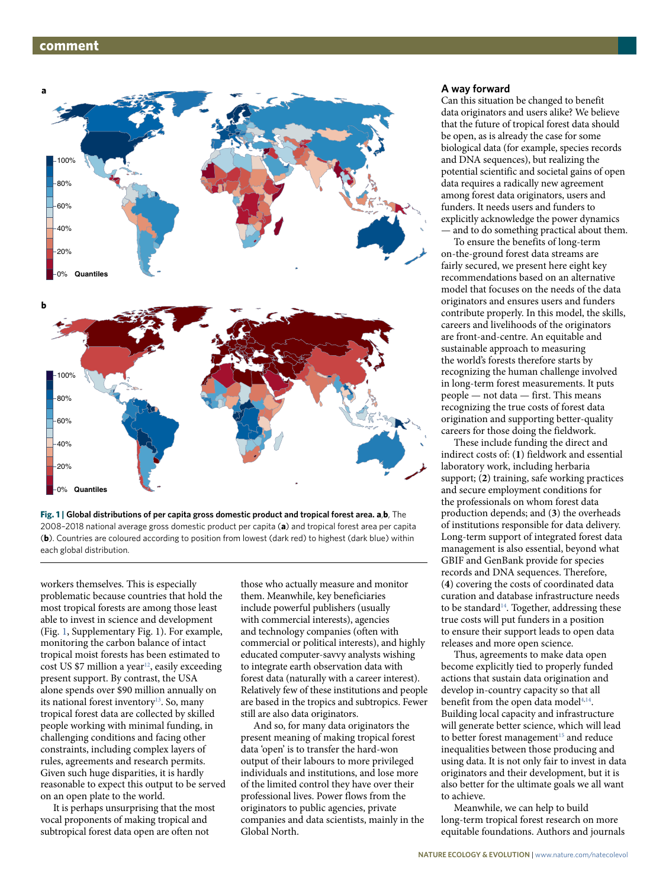Fig. 1 | Global distributions of per capita gross domestic product and tropical forest area. a,b, The 2008–2018 national average gross domestic product per capita (**a**) and tropical forest area per capita (**b**). Countries are coloured according to position from lowest (dark red) to highest (dark blue) within each global distribution.

workers themselves. This is especially problematic because countries that hold the most tropical forests are among those least able to invest in science and development (Fig. 1, Supplementary Fig. 1). For example, monitoring the carbon balance of intact tropical moist forests has been estimated to cost US $7 million a year[12], easily exceeding present support. By contrast, the USA alone spends over $90 million annually on its national forest inventory[13]. So, many tropical forest data are collected by skilled people working with minimal funding, in challenging conditions and facing other constraints, including complex layers of rules, agreements and research permits. Given such huge disparities, it is hardly reasonable to expect this output to be served on an open plate to the world.

It is perhaps unsurprising that the most vocal proponents of making tropical and subtropical forest data open are often not those who actually measure and monitor them. Meanwhile, key beneficiaries include powerful publishers (usually with commercial interests), agencies and technology companies (often with commercial or political interests), and highly educated computer-savvy analysts wishing to integrate earth observation data with forest data (naturally with a career interest). Relatively few of these institutions and people are based in the tropics and subtropics. Fewer still are also data originators.

And so, for many data originators the present meaning of making tropical forest data 'open' is to transfer the hard-won output of their labours to more privileged individuals and institutions, and lose more of the limited control they have over their professional lives. Power flows from the originators to public agencies, private companies and data scientists, mainly in the Global North.

## A way forward

Can this situation be changed to benefit data originators and users alike? We believe that the future of tropical forest data should be open, as is already the case for some biological data (for example, species records and DNA sequences), but realizing the potential scientific and societal gains of open data requires a radically new agreement among forest data originators, users and funders. It needs users and funders to explicitly acknowledge the power dynamics — and to do something practical about them.

To ensure the benefits of long-term on-the-ground forest data streams are fairly secured, we present here eight key recommendations based on an alternative model that focuses on the needs of the data originators and ensures users and funders contribute properly. In this model, the skills, careers and livelihoods of the originators are front-and-centre. An equitable and sustainable approach to measuring the world's forests therefore starts by recognizing the human challenge involved in long-term forest measurements. It puts people — not data — first. This means recognizing the true costs of forest data origination and supporting better-quality careers for those doing the fieldwork.

These include funding the direct and indirect costs of: (**1**) fieldwork and essential laboratory work, including herbaria support; (**2**) training, safe working practices and secure employment conditions for the professionals on whom forest data production depends; and (**3**) the overheads of institutions responsible for data delivery. Long-term support of integrated forest data management is also essential, beyond what GBIF and GenBank provide for species records and DNA sequences. Therefore, (**4**) covering the costs of coordinated data curation and database infrastructure needs to be standard[14]. Together, addressing these true costs will put funders in a position to ensure their support leads to open data releases and more open science.

Thus, agreements to make data open become explicitly tied to properly funded actions that sustain data origination and develop in-country capacity so that all benefit from the open data model[4,14]. Building local capacity and infrastructure will generate better science, which will lead to better forest management[15] and reduce inequalities between those producing and using data. It is not only fair to invest in data originators and their development, but it is also better for the ultimate goals we all want to achieve.

Meanwhile, we can help to build long-term tropical forest research on more equitable foundations. Authors and journals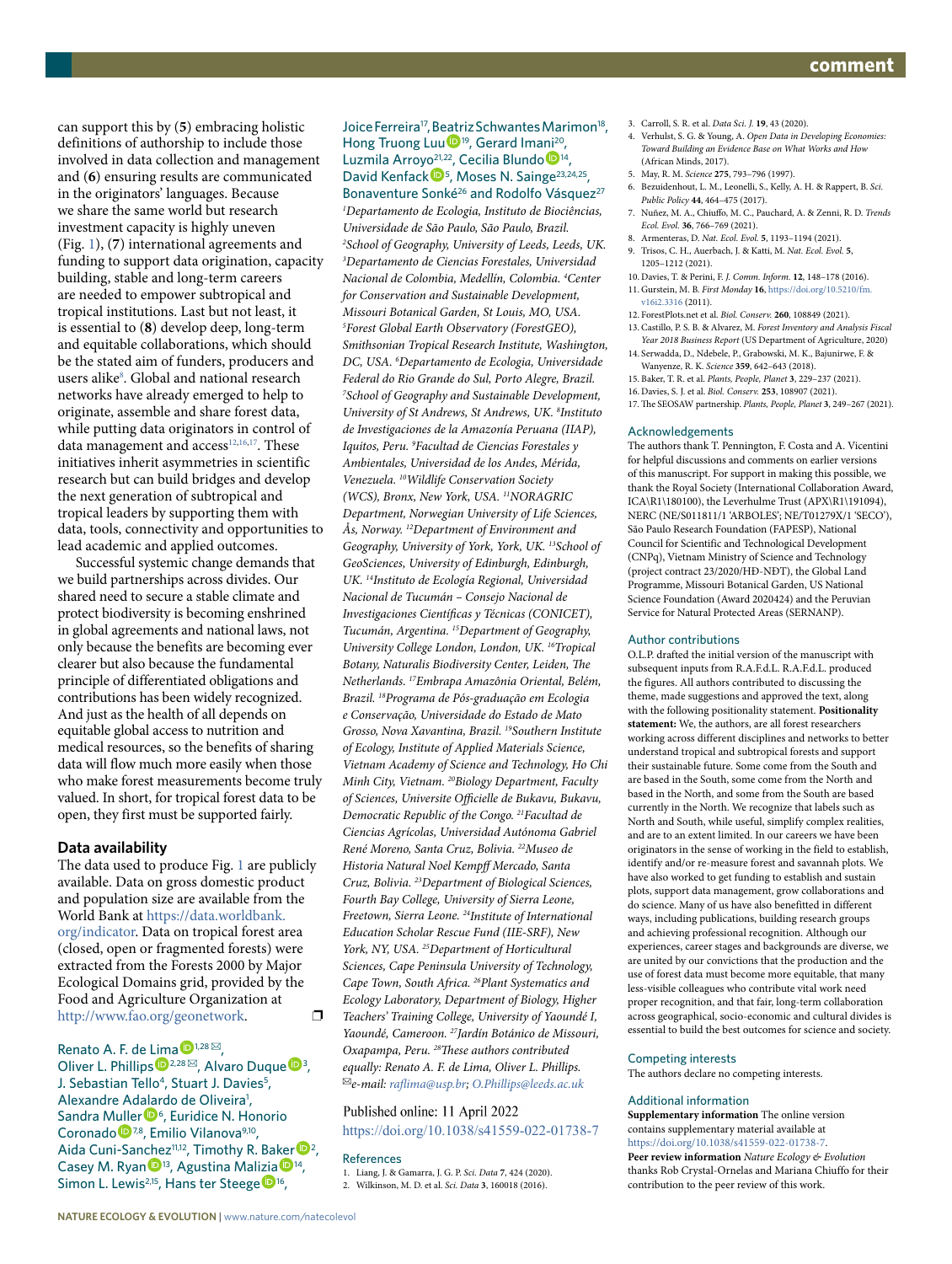can support this by (**5**) embracing holistic definitions of authorship to include those involved in data collection and management and (**6**) ensuring results are communicated in the originators' languages. Because we share the same world but research investment capacity is highly uneven (Fig. 1), (**7**) international agreements and funding to support data origination, capacity building, stable and long-term careers are needed to empower subtropical and tropical institutions. Last but not least, it is essential to (**8**) develop deep, long-term and equitable collaborations, which should be the stated aim of funders, producers and users alike[8]. Global and national research networks have already emerged to help to originate, assemble and share forest data, while putting data originators in control of data management and access[12,16,17]. These initiatives inherit asymmetries in scientific research but can build bridges and develop the next generation of subtropical and tropical leaders by supporting them with data, tools, connectivity and opportunities to lead academic and applied outcomes.

Successful systemic change demands that we build partnerships across divides. Our shared need to secure a stable climate and protect biodiversity is becoming enshrined in global agreements and national laws, not only because the benefits are becoming ever clearer but also because the fundamental principle of differentiated obligations and contributions has been widely recognized. And just as the health of all depends on equitable global access to nutrition and medical resources, so the benefits of sharing data will flow much more easily when those who make forest measurements become truly valued. In short, for tropical forest data to be open, they first must be supported fairly.

## Data availability

The data used to produce Fig. 1 are publicly available. Data on gross domestic product and population size are available from the World Bank at https://data.worldbank.org/indicator. Data on tropical forest area (closed, open or fragmented forests) were extracted from the Forests 2000 by Major Ecological Domains grid, provided by the Food and Agriculture Organization at http://www.fao.org/geonetwork. ❐

Renato A. F. de Lima[1,28] ✉, Oliver L. Phillips[2,28] ✉, Alvaro Duque[3], J. Sebastian Tello[4], Stuart J. Davies[5], Alexandre Adalardo de Oliveira[1], Sandra Muller[6], Euridice N. Honorio Coronado[7,8], Emilio Vilanova[9,10], Aida Cuni-Sanchez[11,12], Timothy R. Baker[2], Casey M. Ryan[13], Agustina Malizia[14], Simon L. Lewis[2,15], Hans ter Steege[16], Joice Ferreira[17], Beatriz Schwantes Marimon[18], Hong Truong Luu[19], Gerard Imani[20], Luzmila Arroyo[21,22], Cecilia Blundo[14], David Kenfack[5], Moses N. Sainge[23,24,25], Bonaventure Sonké[26] and Rodolfo Vásquez[27]

*[1]Departamento de Ecologia, Instituto de Biociências, Universidade de São Paulo, São Paulo, Brazil. [2]School of Geography, University of Leeds, Leeds, UK. [3]Departamento de Ciencias Forestales, Universidad Nacional de Colombia, Medellín, Colombia. [4]Center for Conservation and Sustainable Development, Missouri Botanical Garden, St Louis, MO, USA. [5]Forest Global Earth Observatory (ForestGEO), Smithsonian Tropical Research Institute, Washington, DC, USA. [6]Departamento de Ecologia, Universidade Federal do Rio Grande do Sul, Porto Alegre, Brazil. [7]School of Geography and Sustainable Development, University of St Andrews, St Andrews, UK. [8]Instituto de Investigaciones de la Amazonía Peruana (IIAP), Iquitos, Peru. [9]Facultad de Ciencias Forestales y Ambientales, Universidad de los Andes, Mérida, Venezuela. [10]Wildlife Conservation Society (WCS), Bronx, New York, USA. [11]NORAGRIC Department, Norwegian University of Life Sciences, Ås, Norway. [12]Department of Environment and Geography, University of York, York, UK. [13]School of GeoSciences, University of Edinburgh, Edinburgh, UK. [14]Instituto de Ecología Regional, Universidad Nacional de Tucumán – Consejo Nacional de Investigaciones Científicas y Técnicas (CONICET), Tucumán, Argentina. [15]Department of Geography, University College London, London, UK. [16]Tropical Botany, Naturalis Biodiversity Center, Leiden, The Netherlands. [17]Embrapa Amazônia Oriental, Belém, Brazil. [18]Programa de Pós-graduação em Ecologia e Conservação, Universidade do Estado de Mato Grosso, Nova Xavantina, Brazil. [19]Southern Institute of Ecology, Institute of Applied Materials Science, Vietnam Academy of Science and Technology, Ho Chi Minh City, Vietnam. [20]Biology Department, Faculty of Sciences, Universite Officielle de Bukavu, Bukavu, Democratic Republic of the Congo. [21]Facultad de Ciencias Agrícolas, Universidad Autónoma Gabriel René Moreno, Santa Cruz, Bolivia. [22]Museo de Historia Natural Noel Kempff Mercado, Santa Cruz, Bolivia. [23]Department of Biological Sciences, Fourth Bay College, University of Sierra Leone, Freetown, Sierra Leone. [24]Institute of International Education Scholar Rescue Fund (IIE-SRF), New York, NY, USA. [25]Department of Horticultural Sciences, Cape Peninsula University of Technology, Cape Town, South Africa. [26]Plant Systematics and Ecology Laboratory, Department of Biology, Higher Teachers' Training College, University of Yaoundé I, Yaoundé, Cameroon. [27]Jardín Botánico de Missouri, Oxapampa, Peru. [28]These authors contributed equally: Renato A. F. de Lima, Oliver L. Phillips.*
*✉e-mail: raflima@usp.br; O.Phillips@leeds.ac.uk*

Published online: 11 April 2022
https://doi.org/10.1038/s41559-022-01738-7

## References

1. Liang, J. & Gamarra, J. G. P. *Sci. Data* **7**, 424 (2020).
2. Wilkinson, M. D. et al. *Sci. Data* **3**, 160018 (2016).
3. Carroll, S. R. et al. *Data Sci. J.* **19**, 43 (2020).
4. Verhulst, S. G. & Young, A. *Open Data in Developing Economies: Toward Building an Evidence Base on What Works and How* (African Minds, 2017).
5. May, R. M. *Science* **275**, 793–796 (1997).
6. Bezuidenhout, L. M., Leonelli, S., Kelly, A. H. & Rappert, B. *Sci. Public Policy* **44**, 464–475 (2017).
7. Nuñez, M. A., Chiuffo, M. C., Pauchard, A. & Zenni, R. D. *Trends Ecol. Evol.* **36**, 766–769 (2021).
8. Armenteras, D. *Nat. Ecol. Evol.* **5**, 1193–1194 (2021).
9. Trisos, C. H., Auerbach, J. & Katti, M. *Nat. Ecol. Evol.* **5**, 1205–1212 (2021).
10. Davies, T. & Perini, F. *J. Comm. Inform.* **12**, 148–178 (2016).
11. Gurstein, M. B. *First Monday* **16**, https://doi.org/10.5210/fm.v16i2.3316 (2011).
12. ForestPlots.net et al. *Biol. Conserv.* **260**, 108849 (2021).
13. Castillo, P. S. B. & Alvarez, M. *Forest Inventory and Analysis Fiscal Year 2018 Business Report* (US Department of Agriculture, 2020)
14. Serwadda, D., Ndebele, P., Grabowski, M. K., Bajunirwe, F. & Wanyenze, R. K. *Science* **359**, 642–643 (2018).
15. Baker, T. R. et al. *Plants, People, Planet* **3**, 229–237 (2021).
16. Davies, S. J. et al. *Biol. Conserv.* **253**, 108907 (2021).
17. The SEOSAW partnership. *Plants, People, Planet* **3**, 249–267 (2021).

## Acknowledgements

The authors thank T. Pennington, F. Costa and A. Vicentini for helpful discussions and comments on earlier versions of this manuscript. For support in making this possible, we thank the Royal Society (International Collaboration Award, ICA\R1\180100), the Leverhulme Trust (APX\R1\191094), NERC (NE/S011811/1 'ARBOLES'; NE/T01279X/1 'SECO'), São Paulo Research Foundation (FAPESP), National Council for Scientific and Technological Development (CNPq), Vietnam Ministry of Science and Technology (project contract 23/2020/HD-NĐT), the Global Land Programme, Missouri Botanical Garden, US National Science Foundation (Award 2020424) and the Peruvian Service for Natural Protected Areas (SERNANP).

## Author contributions

O.L.P. drafted the initial version of the manuscript with subsequent inputs from R.A.F.d.L. R.A.F.d.L. produced the figures. All authors contributed to discussing the theme, made suggestions and approved the text, along with the following positionality statement. **Positionality statement:** We, the authors, are all forest researchers working across different disciplines and networks to better understand tropical and subtropical forests and support their sustainable future. Some come from the South and are based in the South, some come from the North and based in the North, and some from the South are based currently in the North. We recognize that labels such as North and South, while useful, simplify complex realities, and are to an extent limited. In our careers we have been originators in the sense of working in the field to establish, identify and/or re-measure forest and savannah plots. We have also worked to get funding to establish and sustain plots, support data management, grow collaborations and do science. Many of us have also benefitted in different ways, including publications, building research groups and achieving professional recognition. Although our experiences, career stages and backgrounds are diverse, we are united by our convictions that the production and the use of forest data must become more equitable, that many less-visible colleagues who contribute vital work need proper recognition, and that fair, long-term collaboration across geographical, socio-economic and cultural divides is essential to build the best outcomes for science and society.

## Competing interests

The authors declare no competing interests.

## Additional information

**Supplementary information** The online version contains supplementary material available at https://doi.org/10.1038/s41559-022-01738-7.

**Peer review information** *Nature Ecology & Evolution* thanks Rob Crystal-Ornelas and Mariana Chiuffo for their contribution to the peer review of this work.